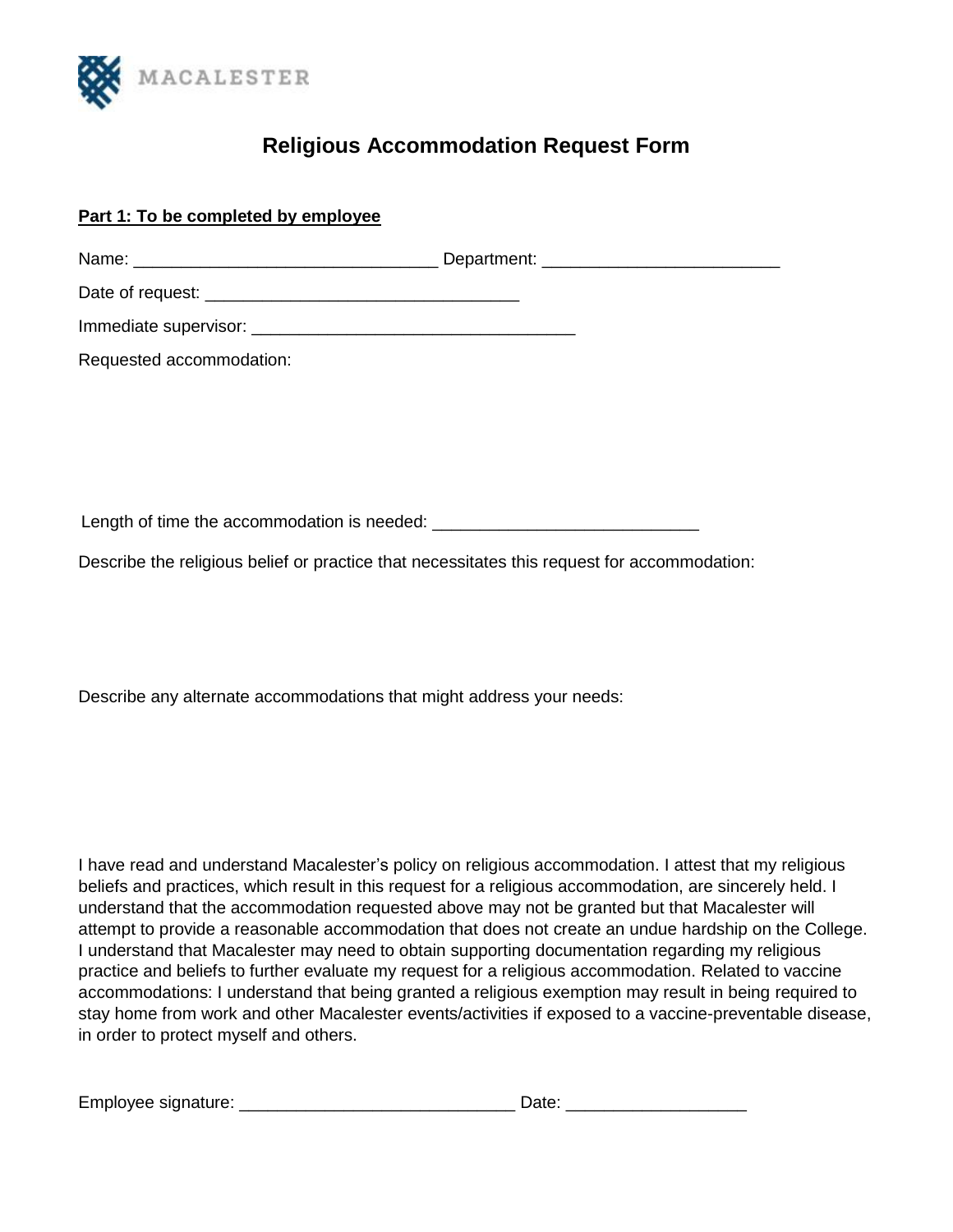MACALESTER

# Religious Accommodation Request Form

**Part 1: To be completed by employee**

Name: ________________________________ Department: _________________________

Date of request: _________________________________

Immediate supervisor: __________________________________

Requested accommodation:

Length of time the accommodation is needed: ____________________________

Describe the religious belief or practice that necessitates this request for accommodation:

Describe any alternate accommodations that might address your needs:

I have read and understand Macalester's policy on religious accommodation. I attest that my religious beliefs and practices, which result in this request for a religious accommodation, are sincerely held. I understand that the accommodation requested above may not be granted but that Macalester will attempt to provide a reasonable accommodation that does not create an undue hardship on the College. I understand that Macalester may need to obtain supporting documentation regarding my religious practice and beliefs to further evaluate my request for a religious accommodation. Related to vaccine accommodations: I understand that being granted a religious exemption may result in being required to stay home from work and other Macalester events/activities if exposed to a vaccine-preventable disease, in order to protect myself and others.

Employee signature: _____________________________ Date: ___________________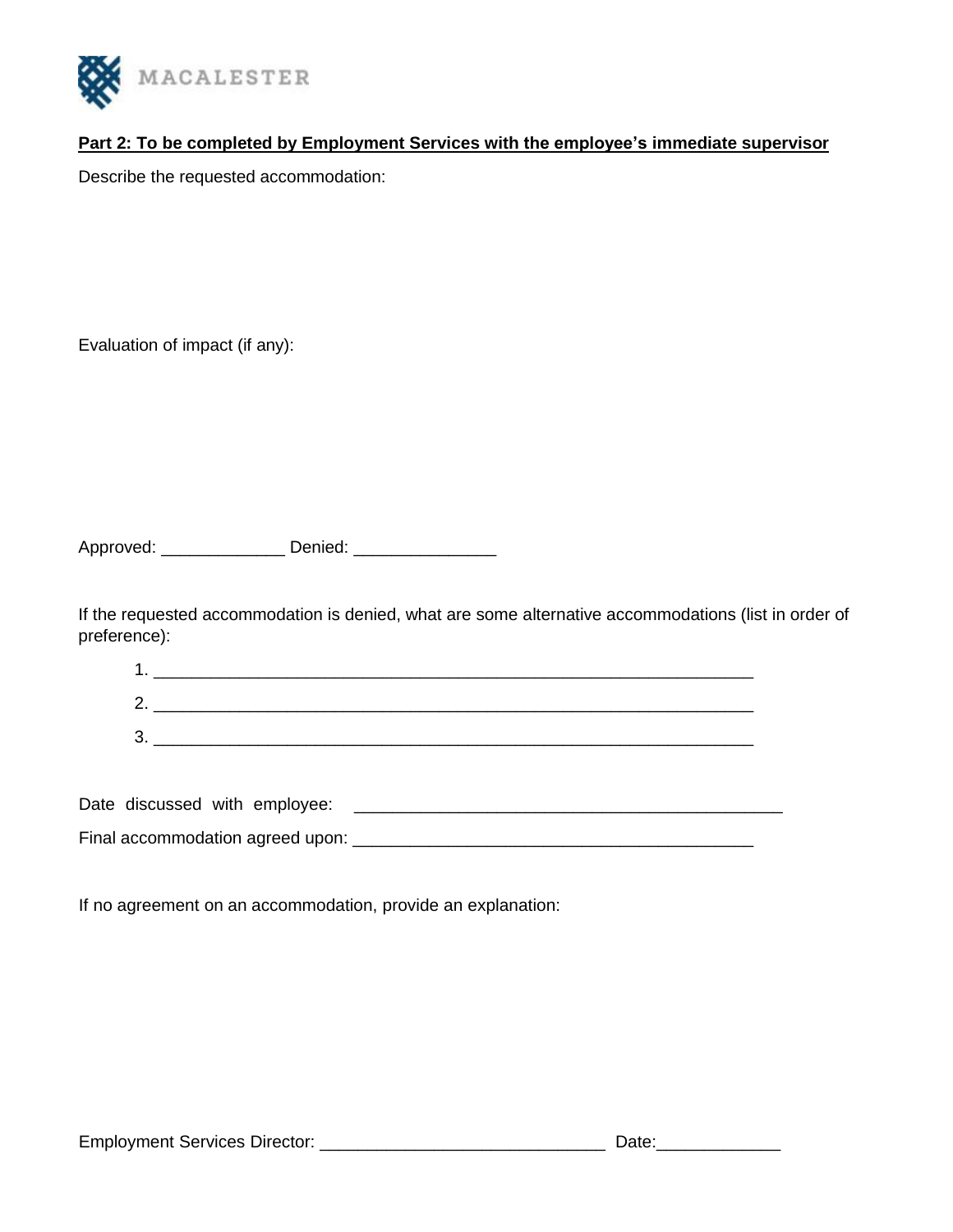**Part 2: To be completed by Employment Services with the employee's immediate supervisor**

Describe the requested accommodation:

Evaluation of impact (if any):

Approved: _____________ Denied: _______________

If the requested accommodation is denied, what are some alternative accommodations (list in order of preference):

1. ________________________________________________________________
2. ________________________________________________________________
3. ________________________________________________________________

Date discussed with employee: ______________________________________________

Final accommodation agreed upon: ___________________________________________

If no agreement on an accommodation, provide an explanation:

Employment Services Director: ______________________________ Date:_____________